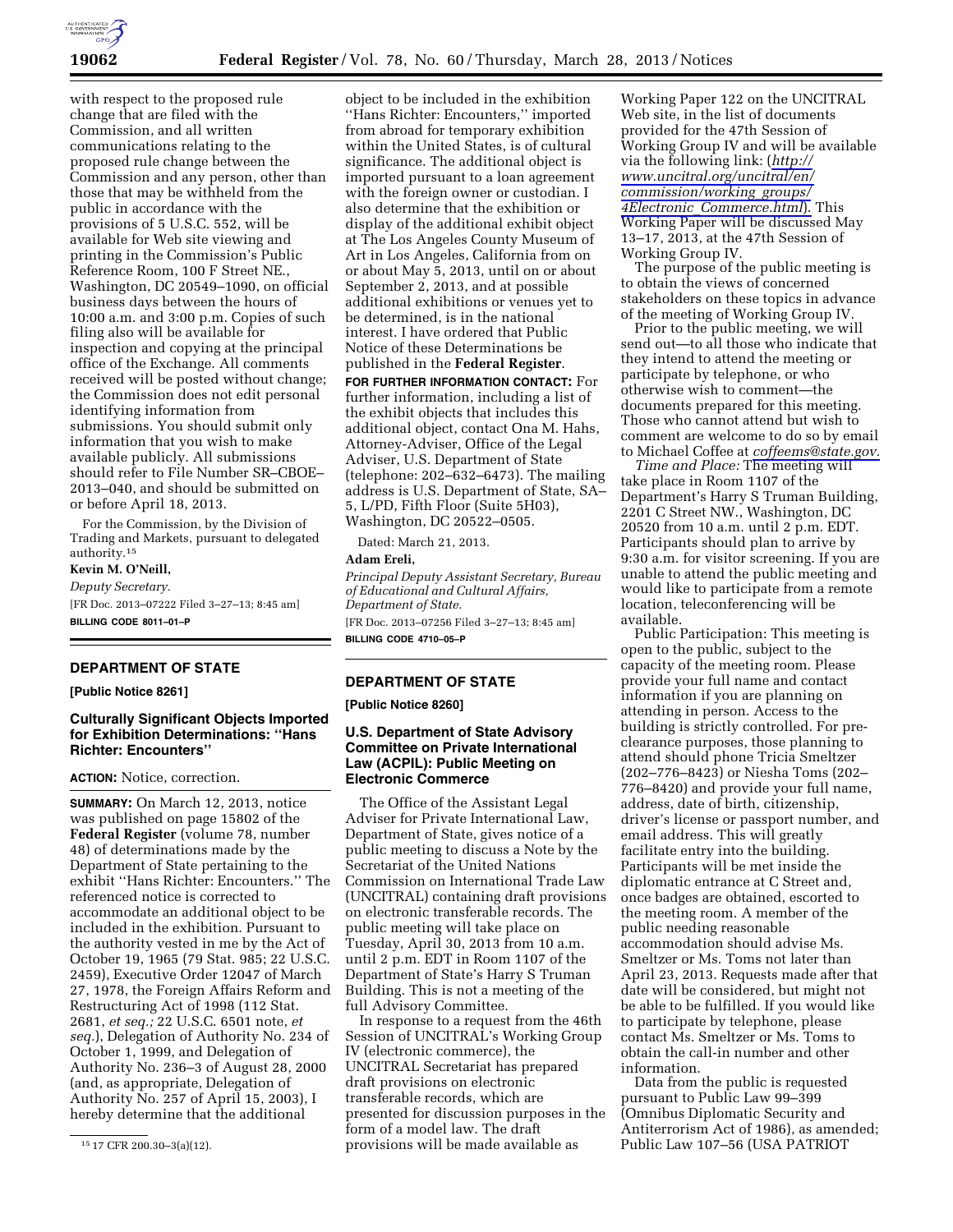with respect to the proposed rule change that are filed with the Commission, and all written communications relating to the proposed rule change between the Commission and any person, other than those that may be withheld from the public in accordance with the provisions of 5 U.S.C. 552, will be available for Web site viewing and printing in the Commission's Public Reference Room, 100 F Street NE., Washington, DC 20549–1090, on official business days between the hours of 10:00 a.m. and 3:00 p.m. Copies of such filing also will be available for inspection and copying at the principal office of the Exchange. All comments received will be posted without change; the Commission does not edit personal identifying information from submissions. You should submit only information that you wish to make available publicly. All submissions should refer to File Number SR–CBOE–2013–040, and should be submitted on or before April 18, 2013.

For the Commission, by the Division of Trading and Markets, pursuant to delegated authority.[15]

**Kevin M. O'Neill,**

*Deputy Secretary.*

[FR Doc. 2013–07222 Filed 3–27–13; 8:45 am]

**BILLING CODE 8011–01–P**

[15] 17 CFR 200.30–3(a)(12).

## DEPARTMENT OF STATE

**[Public Notice 8261]**

### Culturally Significant Objects Imported for Exhibition Determinations: ''Hans Richter: Encounters''

**ACTION:** Notice, correction.

**SUMMARY:** On March 12, 2013, notice was published on page 15802 of the **Federal Register** (volume 78, number 48) of determinations made by the Department of State pertaining to the exhibit ''Hans Richter: Encounters.'' The referenced notice is corrected to accommodate an additional object to be included in the exhibition. Pursuant to the authority vested in me by the Act of October 19, 1965 (79 Stat. 985; 22 U.S.C. 2459), Executive Order 12047 of March 27, 1978, the Foreign Affairs Reform and Restructuring Act of 1998 (112 Stat. 2681, *et seq.;* 22 U.S.C. 6501 note, *et seq.*), Delegation of Authority No. 234 of October 1, 1999, and Delegation of Authority No. 236–3 of August 28, 2000 (and, as appropriate, Delegation of Authority No. 257 of April 15, 2003), I hereby determine that the additional object to be included in the exhibition ''Hans Richter: Encounters,'' imported from abroad for temporary exhibition within the United States, is of cultural significance. The additional object is imported pursuant to a loan agreement with the foreign owner or custodian. I also determine that the exhibition or display of the additional exhibit object at The Los Angeles County Museum of Art in Los Angeles, California from on or about May 5, 2013, until on or about September 2, 2013, and at possible additional exhibitions or venues yet to be determined, is in the national interest. I have ordered that Public Notice of these Determinations be published in the **Federal Register**.

**FOR FURTHER INFORMATION CONTACT:** For further information, including a list of the exhibit objects that includes this additional object, contact Ona M. Hahs, Attorney-Adviser, Office of the Legal Adviser, U.S. Department of State (telephone: 202–632–6473). The mailing address is U.S. Department of State, SA–5, L/PD, Fifth Floor (Suite 5H03), Washington, DC 20522–0505.

Dated: March 21, 2013.

**Adam Ereli,**

*Principal Deputy Assistant Secretary, Bureau of Educational and Cultural Affairs, Department of State.*

[FR Doc. 2013–07256 Filed 3–27–13; 8:45 am]

**BILLING CODE 4710–05–P**

## DEPARTMENT OF STATE

**[Public Notice 8260]**

### U.S. Department of State Advisory Committee on Private International Law (ACPIL): Public Meeting on Electronic Commerce

The Office of the Assistant Legal Adviser for Private International Law, Department of State, gives notice of a public meeting to discuss a Note by the Secretariat of the United Nations Commission on International Trade Law (UNCITRAL) containing draft provisions on electronic transferable records. The public meeting will take place on Tuesday, April 30, 2013 from 10 a.m. until 2 p.m. EDT in Room 1107 of the Department of State's Harry S Truman Building. This is not a meeting of the full Advisory Committee.

In response to a request from the 46th Session of UNCITRAL's Working Group IV (electronic commerce), the UNCITRAL Secretariat has prepared draft provisions on electronic transferable records, which are presented for discussion purposes in the form of a model law. The draft provisions will be made available as Working Paper 122 on the UNCITRAL Web site, in the list of documents provided for the 47th Session of Working Group IV and will be available via the following link: (*http://www.uncitral.org/uncitral/en/commission/working_groups/4Electronic_Commerce.html*). This Working Paper will be discussed May 13–17, 2013, at the 47th Session of Working Group IV.

The purpose of the public meeting is to obtain the views of concerned stakeholders on these topics in advance of the meeting of Working Group IV.

Prior to the public meeting, we will send out—to all those who indicate that they intend to attend the meeting or participate by telephone, or who otherwise wish to comment—the documents prepared for this meeting. Those who cannot attend but wish to comment are welcome to do so by email to Michael Coffee at *coffeems@state.gov.*

*Time and Place:* The meeting will take place in Room 1107 of the Department's Harry S Truman Building, 2201 C Street NW., Washington, DC 20520 from 10 a.m. until 2 p.m. EDT. Participants should plan to arrive by 9:30 a.m. for visitor screening. If you are unable to attend the public meeting and would like to participate from a remote location, teleconferencing will be available.

Public Participation: This meeting is open to the public, subject to the capacity of the meeting room. Please provide your full name and contact information if you are planning on attending in person. Access to the building is strictly controlled. For pre-clearance purposes, those planning to attend should phone Tricia Smeltzer (202–776–8423) or Niesha Toms (202–776–8420) and provide your full name, address, date of birth, citizenship, driver's license or passport number, and email address. This will greatly facilitate entry into the building. Participants will be met inside the diplomatic entrance at C Street and, once badges are obtained, escorted to the meeting room. A member of the public needing reasonable accommodation should advise Ms. Smeltzer or Ms. Toms not later than April 23, 2013. Requests made after that date will be considered, but might not be able to be fulfilled. If you would like to participate by telephone, please contact Ms. Smeltzer or Ms. Toms to obtain the call-in number and other information.

Data from the public is requested pursuant to Public Law 99–399 (Omnibus Diplomatic Security and Antiterrorism Act of 1986), as amended; Public Law 107–56 (USA PATRIOT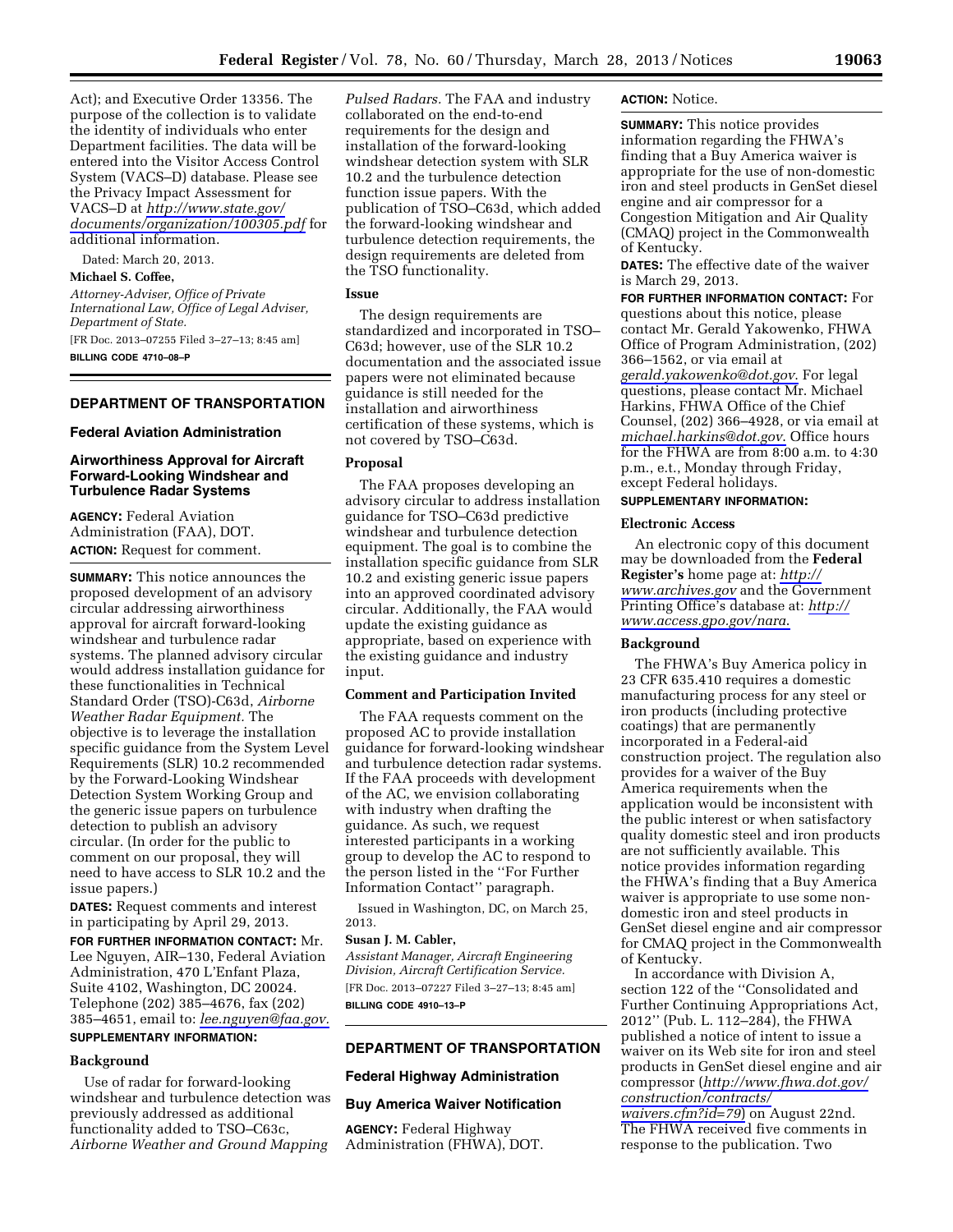Act); and Executive Order 13356. The purpose of the collection is to validate the identity of individuals who enter Department facilities. The data will be entered into the Visitor Access Control System (VACS–D) database. Please see the Privacy Impact Assessment for VACS–D at *http://www.state.gov/documents/organization/100305.pdf* for additional information.

Dated: March 20, 2013.

**Michael S. Coffee,**

*Attorney-Adviser, Office of Private International Law, Office of Legal Adviser, Department of State.*

[FR Doc. 2013–07255 Filed 3–27–13; 8:45 am]

**BILLING CODE 4710–08–P**

## DEPARTMENT OF TRANSPORTATION

### Federal Aviation Administration

### Airworthiness Approval for Aircraft Forward-Looking Windshear and Turbulence Radar Systems

**AGENCY:** Federal Aviation Administration (FAA), DOT.

**ACTION:** Request for comment.

**SUMMARY:** This notice announces the proposed development of an advisory circular addressing airworthiness approval for aircraft forward-looking windshear and turbulence radar systems. The planned advisory circular would address installation guidance for these functionalities in Technical Standard Order (TSO)-C63d, *Airborne Weather Radar Equipment.* The objective is to leverage the installation specific guidance from the System Level Requirements (SLR) 10.2 recommended by the Forward-Looking Windshear Detection System Working Group and the generic issue papers on turbulence detection to publish an advisory circular. (In order for the public to comment on our proposal, they will need to have access to SLR 10.2 and the issue papers.)

**DATES:** Request comments and interest in participating by April 29, 2013.

**FOR FURTHER INFORMATION CONTACT:** Mr. Lee Nguyen, AIR–130, Federal Aviation Administration, 470 L'Enfant Plaza, Suite 4102, Washington, DC 20024. Telephone (202) 385–4676, fax (202) 385–4651, email to: *lee.nguyen@faa.gov.*

**SUPPLEMENTARY INFORMATION:**

#### Background

Use of radar for forward-looking windshear and turbulence detection was previously addressed as additional functionality added to TSO–C63c, *Airborne Weather and Ground Mapping Pulsed Radars.* The FAA and industry collaborated on the end-to-end requirements for the design and installation of the forward-looking windshear detection system with SLR 10.2 and the turbulence detection function issue papers. With the publication of TSO–C63d, which added the forward-looking windshear and turbulence detection requirements, the design requirements are deleted from the TSO functionality.

#### Issue

The design requirements are standardized and incorporated in TSO–C63d; however, use of the SLR 10.2 documentation and the associated issue papers were not eliminated because guidance is still needed for the installation and airworthiness certification of these systems, which is not covered by TSO–C63d.

#### Proposal

The FAA proposes developing an advisory circular to address installation guidance for TSO–C63d predictive windshear and turbulence detection equipment. The goal is to combine the installation specific guidance from SLR 10.2 and existing generic issue papers into an approved coordinated advisory circular. Additionally, the FAA would update the existing guidance as appropriate, based on experience with the existing guidance and industry input.

#### Comment and Participation Invited

The FAA requests comment on the proposed AC to provide installation guidance for forward-looking windshear and turbulence detection radar systems. If the FAA proceeds with development of the AC, we envision collaborating with industry when drafting the guidance. As such, we request interested participants in a working group to develop the AC to respond to the person listed in the ''For Further Information Contact'' paragraph.

Issued in Washington, DC, on March 25, 2013.

**Susan J. M. Cabler,**

*Assistant Manager, Aircraft Engineering Division, Aircraft Certification Service.*

[FR Doc. 2013–07227 Filed 3–27–13; 8:45 am]

**BILLING CODE 4910–13–P**

## DEPARTMENT OF TRANSPORTATION

### Federal Highway Administration

### Buy America Waiver Notification

**AGENCY:** Federal Highway Administration (FHWA), DOT.

**ACTION:** Notice.

**SUMMARY:** This notice provides information regarding the FHWA's finding that a Buy America waiver is appropriate for the use of non-domestic iron and steel products in GenSet diesel engine and air compressor for a Congestion Mitigation and Air Quality (CMAQ) project in the Commonwealth of Kentucky.

**DATES:** The effective date of the waiver is March 29, 2013.

**FOR FURTHER INFORMATION CONTACT:** For questions about this notice, please contact Mr. Gerald Yakowenko, FHWA Office of Program Administration, (202) 366–1562, or via email at *gerald.yakowenko@dot.gov.* For legal questions, please contact Mr. Michael Harkins, FHWA Office of the Chief Counsel, (202) 366–4928, or via email at *michael.harkins@dot.gov.* Office hours for the FHWA are from 8:00 a.m. to 4:30 p.m., e.t., Monday through Friday, except Federal holidays.

**SUPPLEMENTARY INFORMATION:**

#### Electronic Access

An electronic copy of this document may be downloaded from the **Federal Register's** home page at: *http://www.archives.gov* and the Government Printing Office's database at: *http://www.access.gpo.gov/nara.*

#### Background

The FHWA's Buy America policy in 23 CFR 635.410 requires a domestic manufacturing process for any steel or iron products (including protective coatings) that are permanently incorporated in a Federal-aid construction project. The regulation also provides for a waiver of the Buy America requirements when the application would be inconsistent with the public interest or when satisfactory quality domestic steel and iron products are not sufficiently available. This notice provides information regarding the FHWA's finding that a Buy America waiver is appropriate to use some non-domestic iron and steel products in GenSet diesel engine and air compressor for CMAQ project in the Commonwealth of Kentucky.

In accordance with Division A, section 122 of the ''Consolidated and Further Continuing Appropriations Act, 2012'' (Pub. L. 112–284), the FHWA published a notice of intent to issue a waiver on its Web site for iron and steel products in GenSet diesel engine and air compressor (*http://www.fhwa.dot.gov/construction/contracts/waivers.cfm?id=79*) on August 22nd. The FHWA received five comments in response to the publication. Two